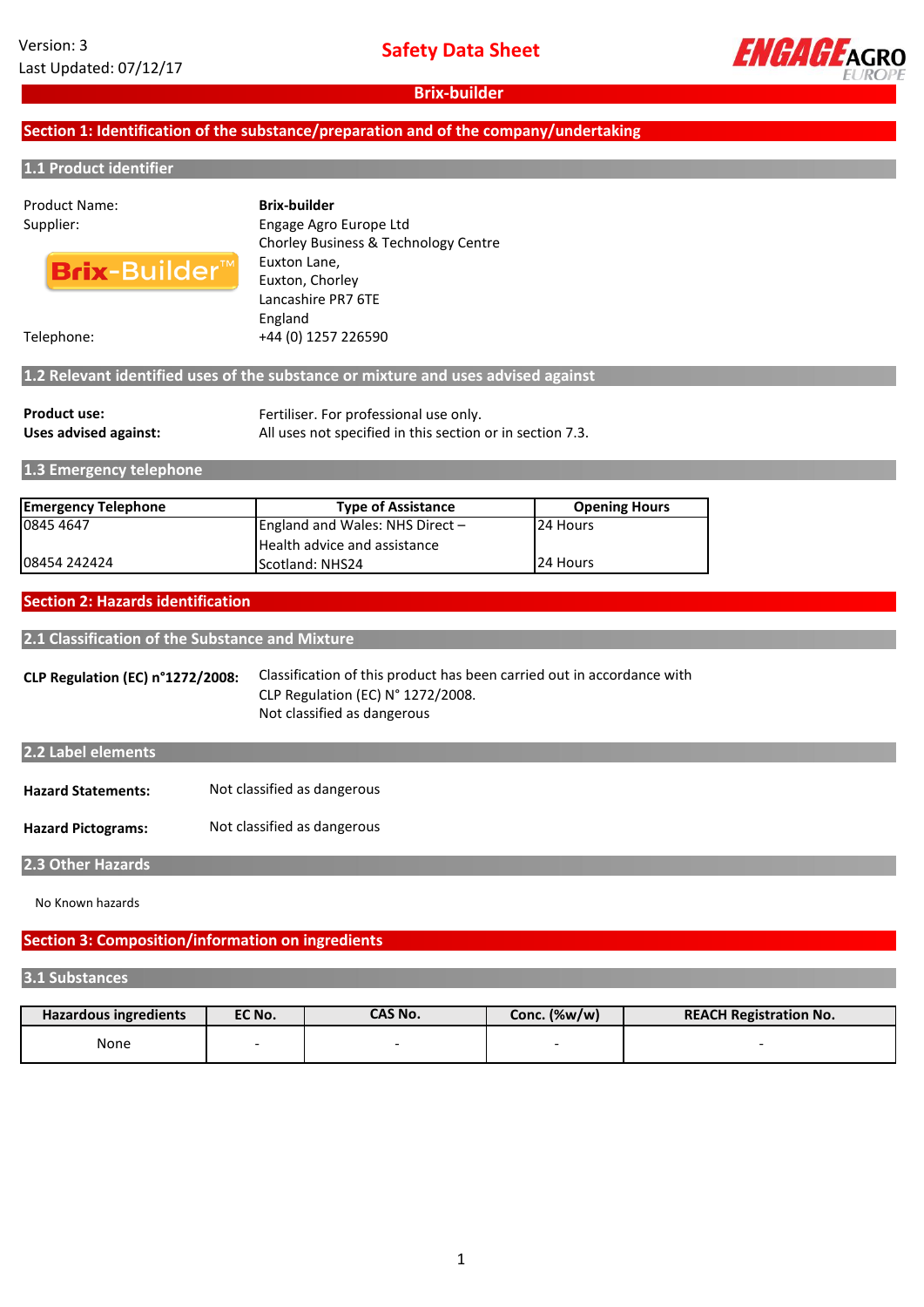Version: 3
Last Updated: 07/12/17

# Safety Data Sheet

## Brix-builder

## Section 1: Identification of the substance/preparation and of the company/undertaking

### 1.1 Product identifier

Product Name: **Brix-builder**

Supplier: Engage Agro Europe Ltd
Chorley Business & Technology Centre
Euxton Lane,
Euxton, Chorley
Lancashire PR7 6TE
England

Telephone: +44 (0) 1257 226590

### 1.2 Relevant identified uses of the substance or mixture and uses advised against

**Product use:** Fertiliser. For professional use only.

**Uses advised against:** All uses not specified in this section or in section 7.3.

### 1.3 Emergency telephone

| Emergency Telephone | Type of Assistance | Opening Hours |
|---|---|---|
| 0845 4647 | England and Wales: NHS Direct – Health advice and assistance | 24 Hours |
| 08454 242424 | Scotland: NHS24 | 24 Hours |

## Section 2: Hazards identification

### 2.1 Classification of the Substance and Mixture

**CLP Regulation (EC) n°1272/2008:** Classification of this product has been carried out in accordance with CLP Regulation (EC) N° 1272/2008.
Not classified as dangerous

### 2.2 Label elements

**Hazard Statements:** Not classified as dangerous

**Hazard Pictograms:** Not classified as dangerous

### 2.3 Other Hazards

No Known hazards

## Section 3: Composition/information on ingredients

### 3.1 Substances

| Hazardous ingredients | EC No. | CAS No. | Conc. (%w/w) | REACH Registration No. |
|---|---|---|---|---|
| None | - | - | - | - |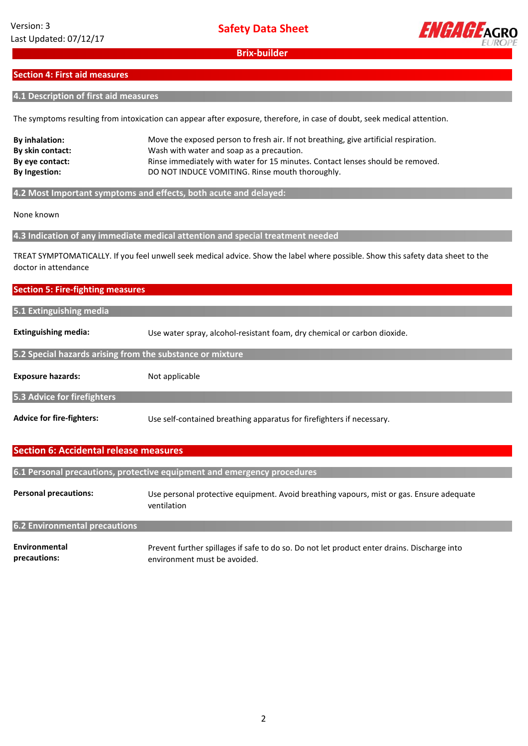## Section 4: First aid measures

### 4.1 Description of first aid measures

The symptoms resulting from intoxication can appear after exposure, therefore, in case of doubt, seek medical attention.

**By inhalation:** Move the exposed person to fresh air. If not breathing, give artificial respiration.
**By skin contact:** Wash with water and soap as a precaution.
**By eye contact:** Rinse immediately with water for 15 minutes. Contact lenses should be removed.
**By Ingestion:** DO NOT INDUCE VOMITING. Rinse mouth thoroughly.

### 4.2 Most Important symptoms and effects, both acute and delayed:

None known

### 4.3 Indication of any immediate medical attention and special treatment needed

TREAT SYMPTOMATICALLY. If you feel unwell seek medical advice. Show the label where possible. Show this safety data sheet to the doctor in attendance

## Section 5: Fire-fighting measures

### 5.1 Extinguishing media

**Extinguishing media:** Use water spray, alcohol-resistant foam, dry chemical or carbon dioxide.

### 5.2 Special hazards arising from the substance or mixture

**Exposure hazards:** Not applicable

### 5.3 Advice for firefighters

**Advice for fire-fighters:** Use self-contained breathing apparatus for firefighters if necessary.

## Section 6: Accidental release measures

### 6.1 Personal precautions, protective equipment and emergency procedures

**Personal precautions:** Use personal protective equipment. Avoid breathing vapours, mist or gas. Ensure adequate ventilation

### 6.2 Environmental precautions

**Environmental precautions:** Prevent further spillages if safe to do so. Do not let product enter drains. Discharge into environment must be avoided.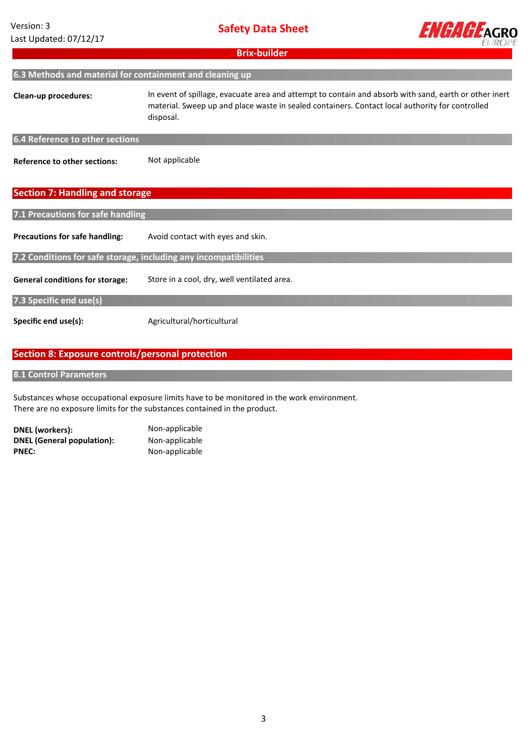### 6.3 Methods and material for containment and cleaning up

**Clean-up procedures:** In event of spillage, evacuate area and attempt to contain and absorb with sand, earth or other inert material. Sweep up and place waste in sealed containers. Contact local authority for controlled disposal.

### 6.4 Reference to other sections

**Reference to other sections:** Not applicable

## Section 7: Handling and storage

### 7.1 Precautions for safe handling

**Precautions for safe handling:** Avoid contact with eyes and skin.

### 7.2 Conditions for safe storage, including any incompatibilities

**General conditions for storage:** Store in a cool, dry, well ventilated area.

### 7.3 Specific end use(s)

**Specific end use(s):** Agricultural/horticultural

## Section 8: Exposure controls/personal protection

### 8.1 Control Parameters

Substances whose occupational exposure limits have to be monitored in the work environment.
There are no exposure limits for the substances contained in the product.

**DNEL (workers):** Non-applicable
**DNEL (General population):** Non-applicable
**PNEC:** Non-applicable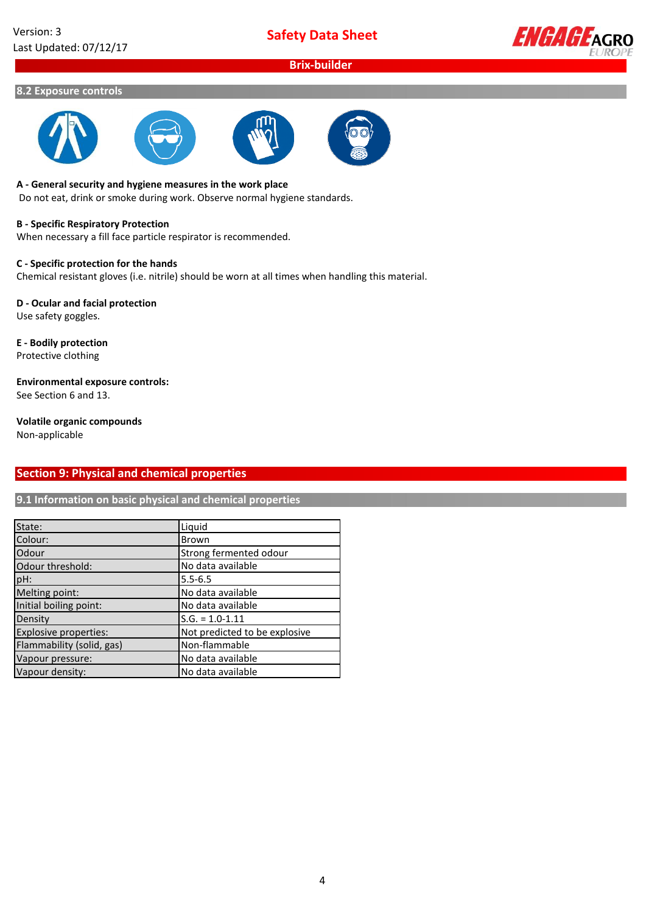## 8.2 Exposure controls

**A - General security and hygiene measures in the work place**
Do not eat, drink or smoke during work. Observe normal hygiene standards.

**B - Specific Respiratory Protection**
When necessary a fill face particle respirator is recommended.

**C - Specific protection for the hands**
Chemical resistant gloves (i.e. nitrile) should be worn at all times when handling this material.

**D - Ocular and facial protection**
Use safety goggles.

**E - Bodily protection**
Protective clothing

**Environmental exposure controls:**
See Section 6 and 13.

**Volatile organic compounds**
Non-applicable

# Section 9: Physical and chemical properties

## 9.1 Information on basic physical and chemical properties

| | |
|---|---|
| State: | Liquid |
| Colour: | Brown |
| Odour | Strong fermented odour |
| Odour threshold: | No data available |
| pH: | 5.5-6.5 |
| Melting point: | No data available |
| Initial boiling point: | No data available |
| Density | S.G. = 1.0-1.11 |
| Explosive properties: | Not predicted to be explosive |
| Flammability (solid, gas) | Non-flammable |
| Vapour pressure: | No data available |
| Vapour density: | No data available |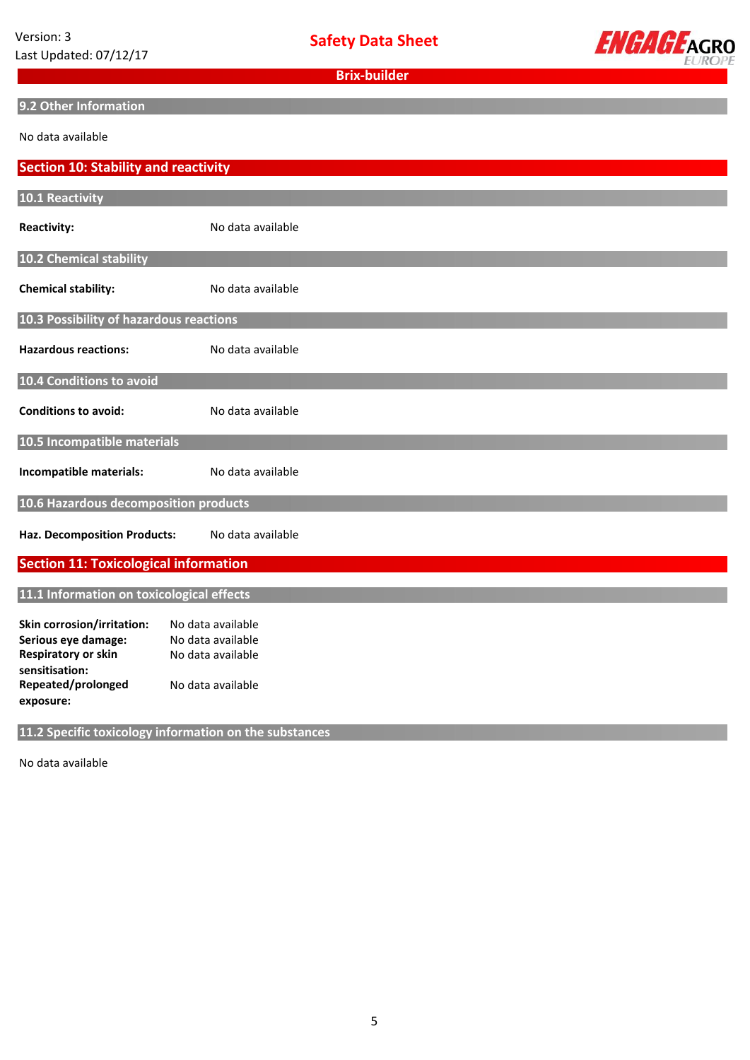### 9.2 Other Information

No data available

## Section 10: Stability and reactivity

### 10.1 Reactivity

**Reactivity:** No data available

### 10.2 Chemical stability

**Chemical stability:** No data available

### 10.3 Possibility of hazardous reactions

**Hazardous reactions:** No data available

### 10.4 Conditions to avoid

**Conditions to avoid:** No data available

### 10.5 Incompatible materials

**Incompatible materials:** No data available

### 10.6 Hazardous decomposition products

**Haz. Decomposition Products:** No data available

## Section 11: Toxicological information

### 11.1 Information on toxicological effects

**Skin corrosion/irritation:** No data available
**Serious eye damage:** No data available
**Respiratory or skin sensitisation:** No data available
**Repeated/prolonged exposure:** No data available

### 11.2 Specific toxicology information on the substances

No data available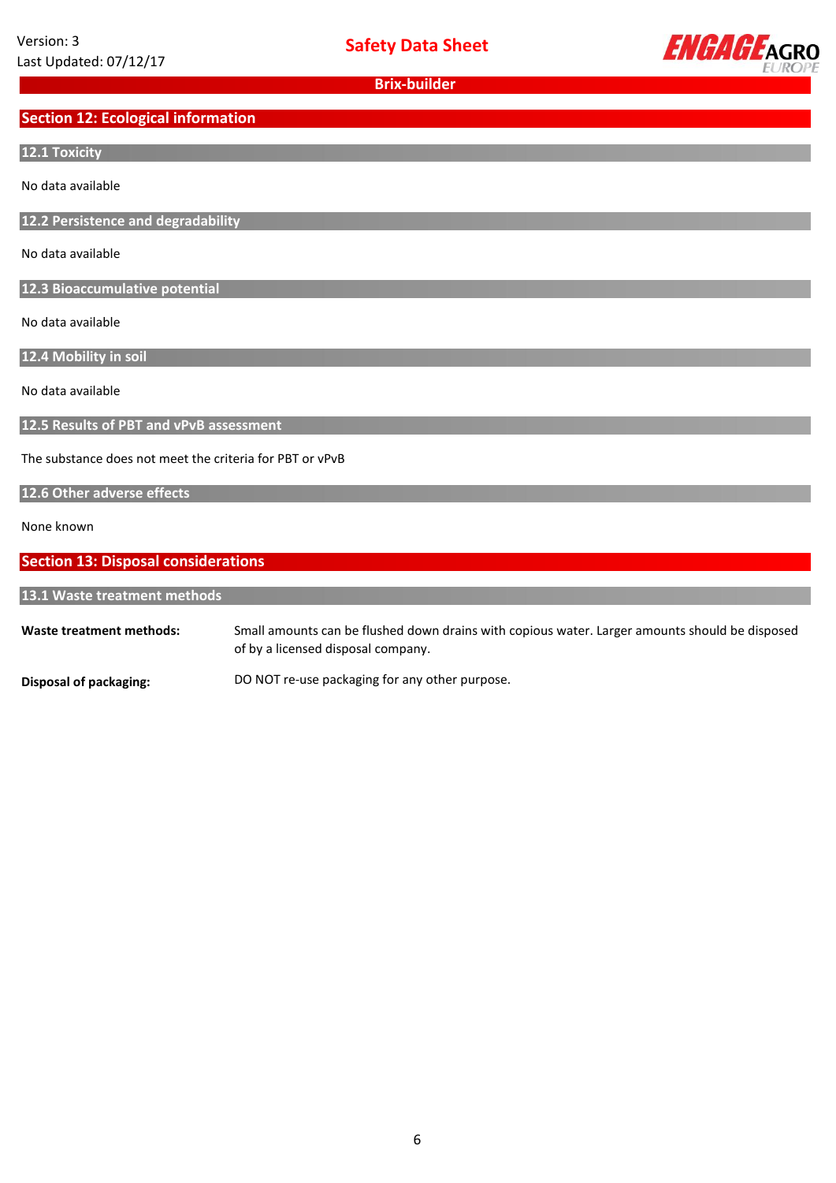## Section 12: Ecological information

### 12.1 Toxicity

No data available

### 12.2 Persistence and degradability

No data available

### 12.3 Bioaccumulative potential

No data available

### 12.4 Mobility in soil

No data available

### 12.5 Results of PBT and vPvB assessment

The substance does not meet the criteria for PBT or vPvB

### 12.6 Other adverse effects

None known

## Section 13: Disposal considerations

### 13.1 Waste treatment methods

**Waste treatment methods:** Small amounts can be flushed down drains with copious water. Larger amounts should be disposed of by a licensed disposal company.

**Disposal of packaging:** DO NOT re-use packaging for any other purpose.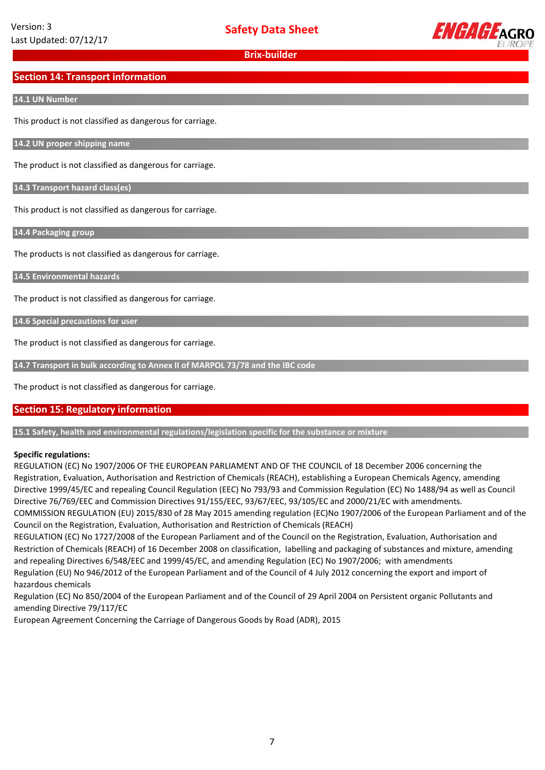## Section 14: Transport information

### 14.1 UN Number

This product is not classified as dangerous for carriage.

### 14.2 UN proper shipping name

The product is not classified as dangerous for carriage.

### 14.3 Transport hazard class(es)

This product is not classified as dangerous for carriage.

### 14.4 Packaging group

The products is not classified as dangerous for carriage.

### 14.5 Environmental hazards

The product is not classified as dangerous for carriage.

### 14.6 Special precautions for user

The product is not classified as dangerous for carriage.

### 14.7 Transport in bulk according to Annex II of MARPOL 73/78 and the IBC code

The product is not classified as dangerous for carriage.

## Section 15: Regulatory information

### 15.1 Safety, health and environmental regulations/legislation specific for the substance or mixture

**Specific regulations:**

REGULATION (EC) No 1907/2006 OF THE EUROPEAN PARLIAMENT AND OF THE COUNCIL of 18 December 2006 concerning the Registration, Evaluation, Authorisation and Restriction of Chemicals (REACH), establishing a European Chemicals Agency, amending Directive 1999/45/EC and repealing Council Regulation (EEC) No 793/93 and Commission Regulation (EC) No 1488/94 as well as Council Directive 76/769/EEC and Commission Directives 91/155/EEC, 93/67/EEC, 93/105/EC and 2000/21/EC with amendments.

COMMISSION REGULATION (EU) 2015/830 of 28 May 2015 amending regulation (EC)No 1907/2006 of the European Parliament and of the Council on the Registration, Evaluation, Authorisation and Restriction of Chemicals (REACH)

REGULATION (EC) No 1727/2008 of the European Parliament and of the Council on the Registration, Evaluation, Authorisation and Restriction of Chemicals (REACH) of 16 December 2008 on classification, labelling and packaging of substances and mixture, amending and repealing Directives 6/548/EEC and 1999/45/EC, and amending Regulation (EC) No 1907/2006; with amendments

Regulation (EU) No 946/2012 of the European Parliament and of the Council of 4 July 2012 concerning the export and import of hazardous chemicals

Regulation (EC) No 850/2004 of the European Parliament and of the Council of 29 April 2004 on Persistent organic Pollutants and amending Directive 79/117/EC

European Agreement Concerning the Carriage of Dangerous Goods by Road (ADR), 2015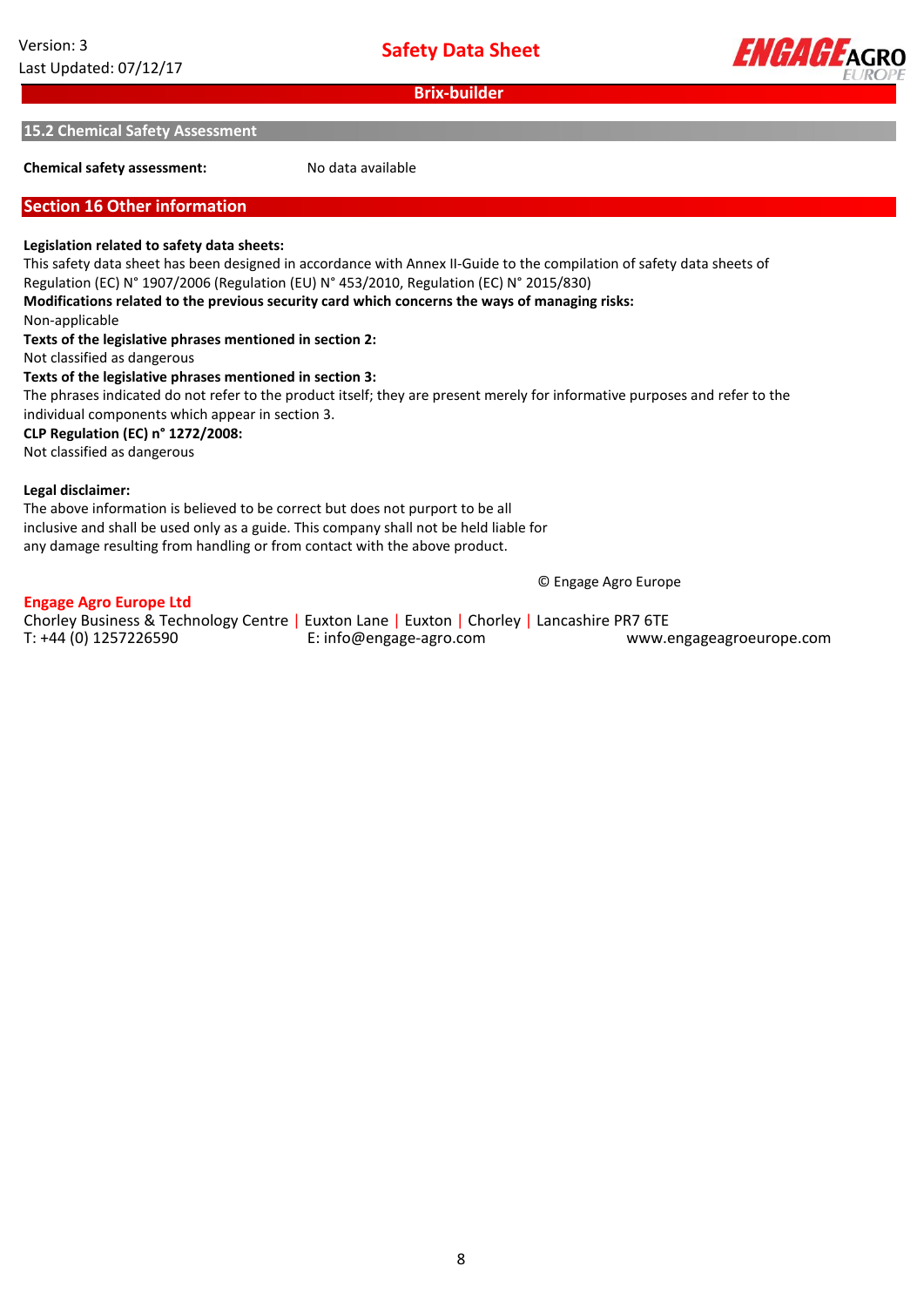## 15.2 Chemical Safety Assessment

**Chemical safety assessment:** No data available

## Section 16 Other information

**Legislation related to safety data sheets:**
This safety data sheet has been designed in accordance with Annex II-Guide to the compilation of safety data sheets of Regulation (EC) N° 1907/2006 (Regulation (EU) N° 453/2010, Regulation (EC) N° 2015/830)

**Modifications related to the previous security card which concerns the ways of managing risks:**
Non-applicable

**Texts of the legislative phrases mentioned in section 2:**
Not classified as dangerous

**Texts of the legislative phrases mentioned in section 3:**
The phrases indicated do not refer to the product itself; they are present merely for informative purposes and refer to the individual components which appear in section 3.

**CLP Regulation (EC) n° 1272/2008:**
Not classified as dangerous

**Legal disclaimer:**
The above information is believed to be correct but does not purport to be all inclusive and shall be used only as a guide. This company shall not be held liable for any damage resulting from handling or from contact with the above product.

© Engage Agro Europe

**Engage Agro Europe Ltd**
Chorley Business & Technology Centre | Euxton Lane | Euxton | Chorley | Lancashire PR7 6TE
T: +44 (0) 1257226590 E: info@engage-agro.com www.engageagroeurope.com